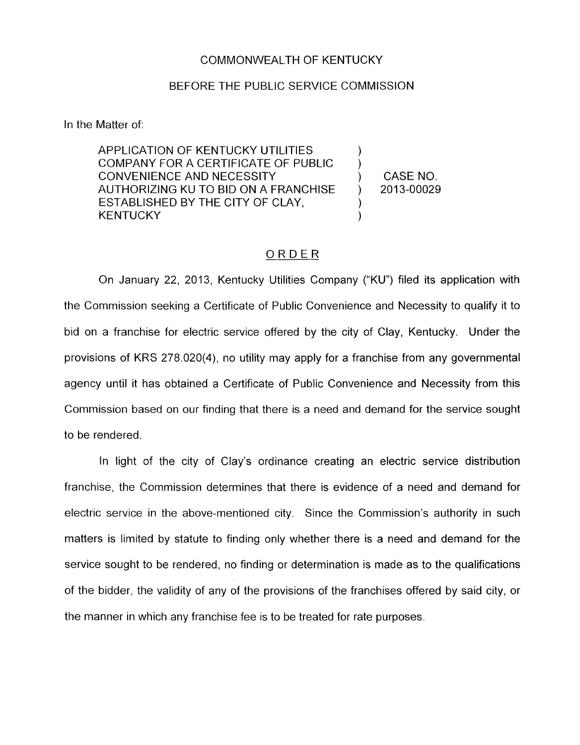COMMONWEALTH OF KENTUCKY

BEFORE THE PUBLIC SERVICE COMMISSION

In the Matter of:

| | | |
|---|---|---|
| APPLICATION OF KENTUCKY UTILITIES COMPANY FOR A CERTIFICATE OF PUBLIC CONVENIENCE AND NECESSITY AUTHORIZING KU TO BID ON A FRANCHISE ESTABLISHED BY THE CITY OF CLAY, KENTUCKY | ) | CASE NO. 2013-00029 |

## ORDER

On January 22, 2013, Kentucky Utilities Company ("KU") filed its application with the Commission seeking a Certificate of Public Convenience and Necessity to qualify it to bid on a franchise for electric service offered by the city of Clay, Kentucky. Under the provisions of KRS 278.020(4), no utility may apply for a franchise from any governmental agency until it has obtained a Certificate of Public Convenience and Necessity from this Commission based on our finding that there is a need and demand for the service sought to be rendered.

In light of the city of Clay's ordinance creating an electric service distribution franchise, the Commission determines that there is evidence of a need and demand for electric service in the above-mentioned city. Since the Commission's authority in such matters is limited by statute to finding only whether there is a need and demand for the service sought to be rendered, no finding or determination is made as to the qualifications of the bidder, the validity of any of the provisions of the franchises offered by said city, or the manner in which any franchise fee is to be treated for rate purposes.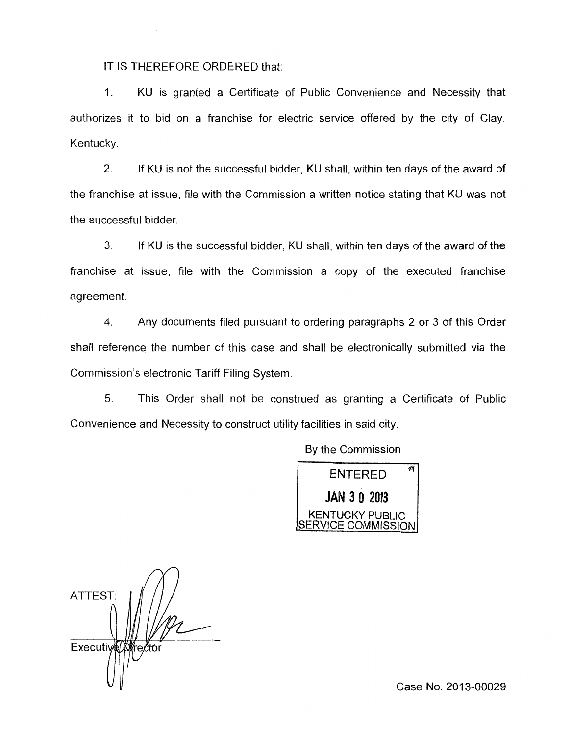IT IS THEREFORE ORDERED that:

1. KU is granted a Certificate of Public Convenience and Necessity that authorizes it to bid on a franchise for electric service offered by the city of Clay, Kentucky.

2. If KU is not the successful bidder, KU shall, within ten days of the award of the franchise at issue, file with the Commission a written notice stating that KU was not the successful bidder.

3. If KU is the successful bidder, KU shall, within ten days of the award of the franchise at issue, file with the Commission a copy of the executed franchise agreement.

4. Any documents filed pursuant to ordering paragraphs 2 or 3 of this Order shall reference the number of this case and shall be electronically submitted via the Commission's electronic Tariff Filing System.

5. This Order shall not be construed as granting a Certificate of Public Convenience and Necessity to construct utility facilities in said city.

By the Commission

ENTERED
JAN 30 2013
KENTUCKY PUBLIC SERVICE COMMISSION

ATTEST:

Executive Director

Case No. 2013-00029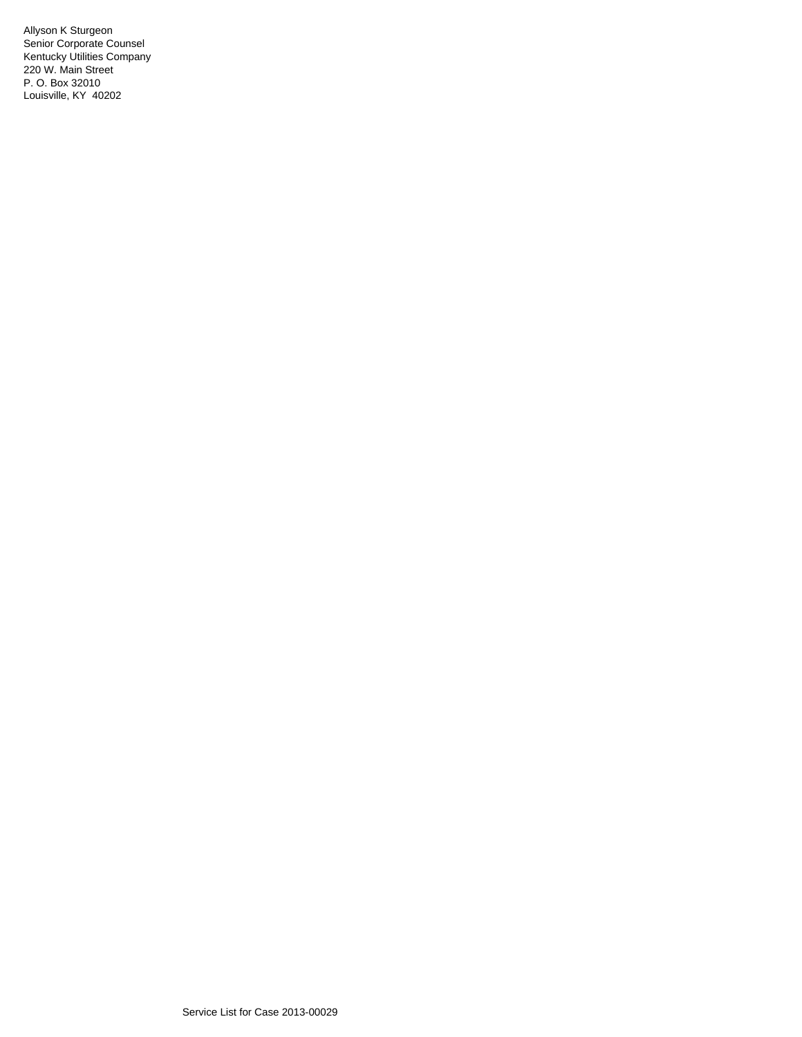Allyson K Sturgeon
Senior Corporate Counsel
Kentucky Utilities Company
220 W. Main Street
P. O. Box 32010
Louisville, KY 40202